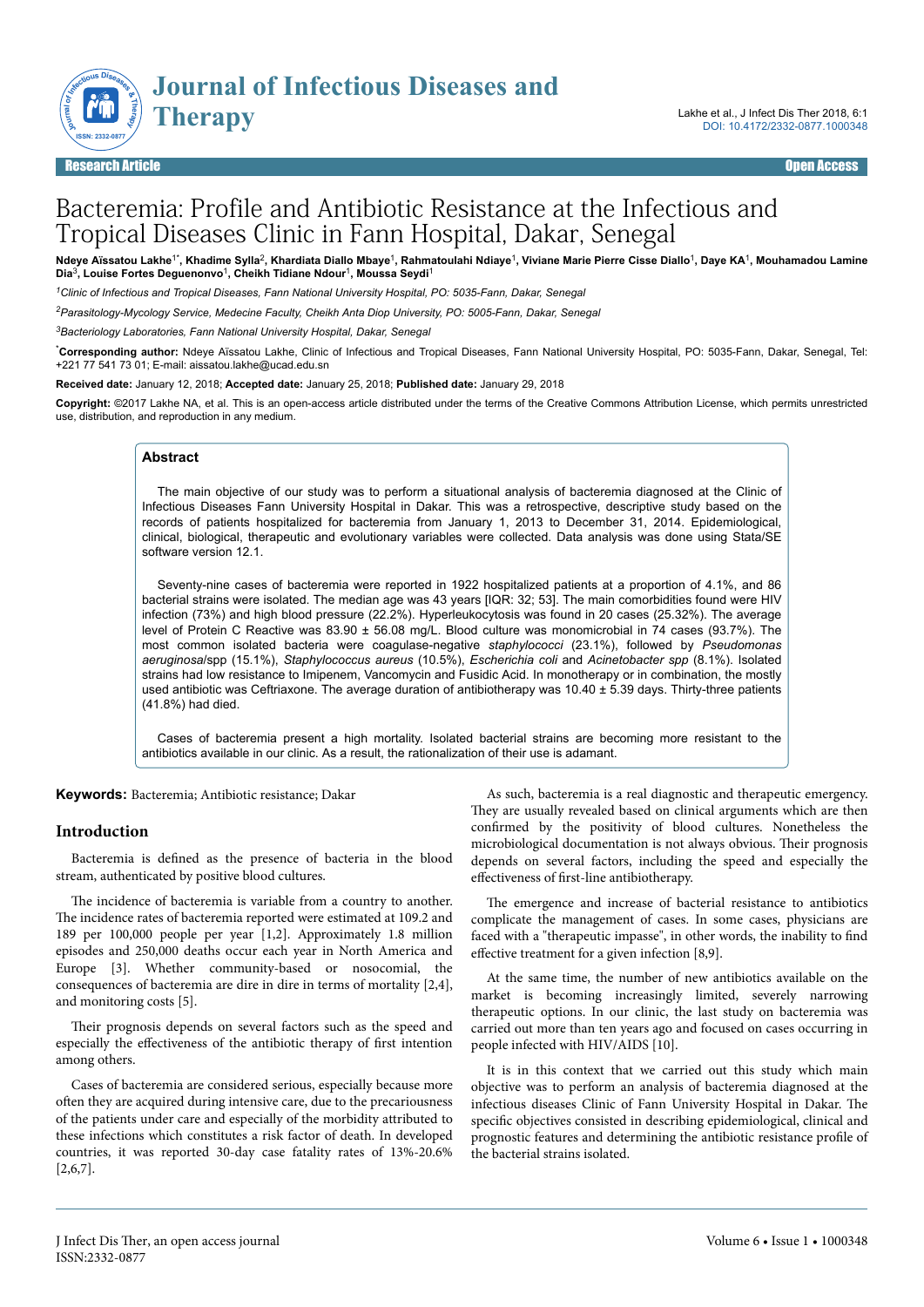# Bacteremia: Profile and Antibiotic Resistance at the Infectious and Tropical Diseases Clinic in Fann Hospital, Dakar, Senegal

**Ndeye Aïssatou Lakhe[1*], Khadime Sylla[2], Khardiata Diallo Mbaye[1], Rahmatoulahi Ndiaye[1], Viviane Marie Pierre Cisse Diallo[1], Daye KA[1], Mouhamadou Lamine Dia[3], Louise Fortes Deguenonvo[1], Cheikh Tidiane Ndour[1], Moussa Seydi[1]**

[1]*Clinic of Infectious and Tropical Diseases, Fann National University Hospital, PO: 5035-Fann, Dakar, Senegal*

[2]*Parasitology-Mycology Service, Medecine Faculty, Cheikh Anta Diop University, PO: 5005-Fann, Dakar, Senegal*

[3]*Bacteriology Laboratories, Fann National University Hospital, Dakar, Senegal*

[*]**Corresponding author:** Ndeye Aïssatou Lakhe, Clinic of Infectious and Tropical Diseases, Fann National University Hospital, PO: 5035-Fann, Dakar, Senegal, Tel: +221 77 541 73 01; E-mail: aissatou.lakhe@ucad.edu.sn

**Received date:** January 12, 2018; **Accepted date:** January 25, 2018; **Published date:** January 29, 2018

**Copyright:** ©2017 Lakhe NA, et al. This is an open-access article distributed under the terms of the Creative Commons Attribution License, which permits unrestricted use, distribution, and reproduction in any medium.

## Abstract

The main objective of our study was to perform a situational analysis of bacteremia diagnosed at the Clinic of Infectious Diseases Fann University Hospital in Dakar. This was a retrospective, descriptive study based on the records of patients hospitalized for bacteremia from January 1, 2013 to December 31, 2014. Epidemiological, clinical, biological, therapeutic and evolutionary variables were collected. Data analysis was done using Stata/SE software version 12.1.

Seventy-nine cases of bacteremia were reported in 1922 hospitalized patients at a proportion of 4.1%, and 86 bacterial strains were isolated. The median age was 43 years [IQR: 32; 53]. The main comorbidities found were HIV infection (73%) and high blood pressure (22.2%). Hyperleukocytosis was found in 20 cases (25.32%). The average level of Protein C Reactive was 83.90 ± 56.08 mg/L. Blood culture was monomicrobial in 74 cases (93.7%). The most common isolated bacteria were coagulase-negative *staphylococci* (23.1%), followed by *Pseudomonas aeruginosa*/spp (15.1%), *Staphylococcus aureus* (10.5%), *Escherichia coli* and *Acinetobacter spp* (8.1%). Isolated strains had low resistance to Imipenem, Vancomycin and Fusidic Acid. In monotherapy or in combination, the mostly used antibiotic was Ceftriaxone. The average duration of antibiotherapy was 10.40 ± 5.39 days. Thirty-three patients (41.8%) had died.

Cases of bacteremia present a high mortality. Isolated bacterial strains are becoming more resistant to the antibiotics available in our clinic. As a result, the rationalization of their use is adamant.

**Keywords:** Bacteremia; Antibiotic resistance; Dakar

## Introduction

Bacteremia is defined as the presence of bacteria in the blood stream, authenticated by positive blood cultures.

The incidence of bacteremia is variable from a country to another. The incidence rates of bacteremia reported were estimated at 109.2 and 189 per 100,000 people per year [1,2]. Approximately 1.8 million episodes and 250,000 deaths occur each year in North America and Europe [3]. Whether community-based or nosocomial, the consequences of bacteremia are dire in dire in terms of mortality [2,4], and monitoring costs [5].

Their prognosis depends on several factors such as the speed and especially the effectiveness of the antibiotic therapy of first intention among others.

Cases of bacteremia are considered serious, especially because more often they are acquired during intensive care, due to the precariousness of the patients under care and especially of the morbidity attributed to these infections which constitutes a risk factor of death. In developed countries, it was reported 30-day case fatality rates of 13%-20.6% [2,6,7].

As such, bacteremia is a real diagnostic and therapeutic emergency. They are usually revealed based on clinical arguments which are then confirmed by the positivity of blood cultures. Nonetheless the microbiological documentation is not always obvious. Their prognosis depends on several factors, including the speed and especially the effectiveness of first-line antibiotherapy.

The emergence and increase of bacterial resistance to antibiotics complicate the management of cases. In some cases, physicians are faced with a "therapeutic impasse", in other words, the inability to find effective treatment for a given infection [8,9].

At the same time, the number of new antibiotics available on the market is becoming increasingly limited, severely narrowing therapeutic options. In our clinic, the last study on bacteremia was carried out more than ten years ago and focused on cases occurring in people infected with HIV/AIDS [10].

It is in this context that we carried out this study which main objective was to perform an analysis of bacteremia diagnosed at the infectious diseases Clinic of Fann University Hospital in Dakar. The specific objectives consisted in describing epidemiological, clinical and prognostic features and determining the antibiotic resistance profile of the bacterial strains isolated.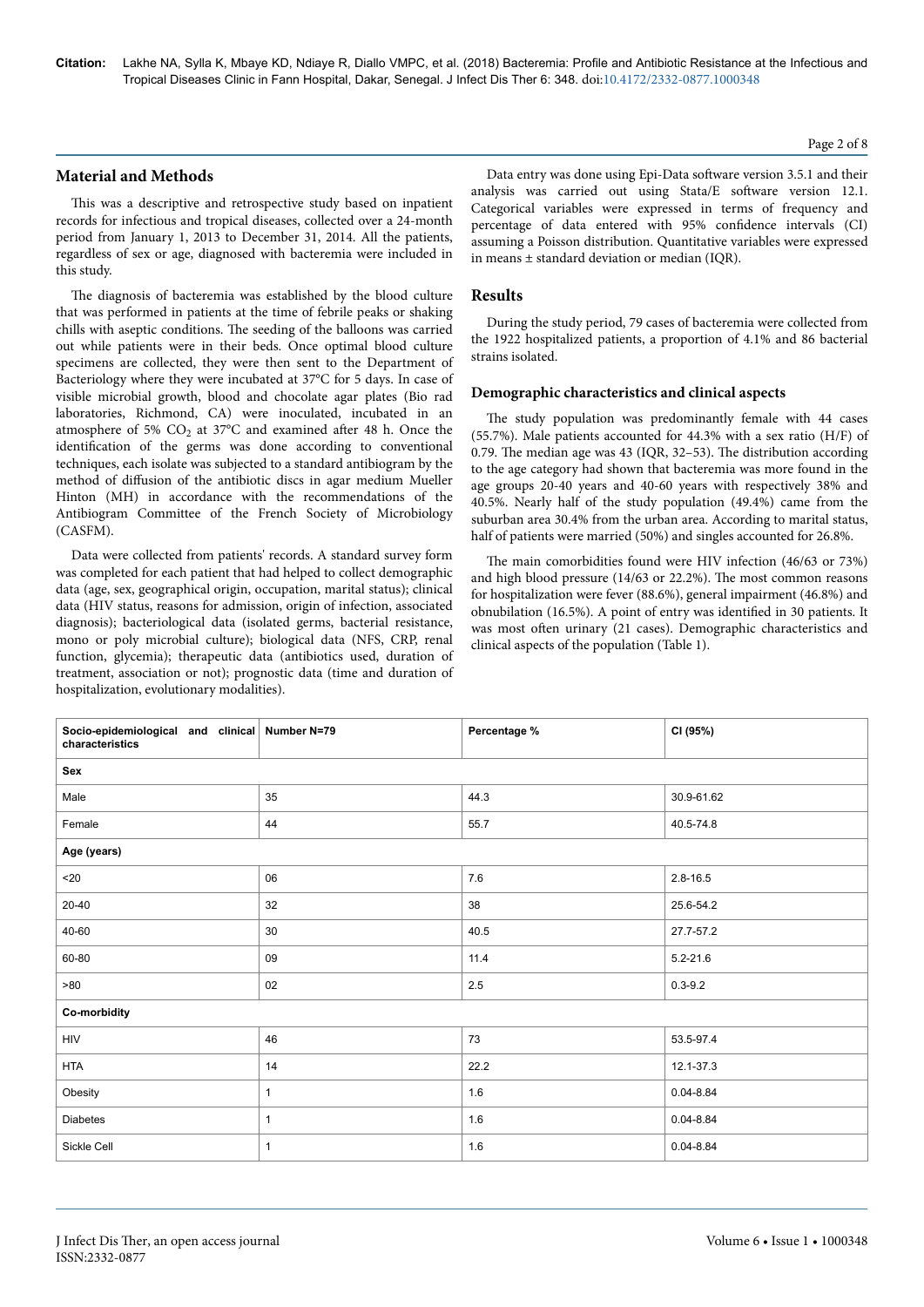## Material and Methods

This was a descriptive and retrospective study based on inpatient records for infectious and tropical diseases, collected over a 24-month period from January 1, 2013 to December 31, 2014. All the patients, regardless of sex or age, diagnosed with bacteremia were included in this study.

The diagnosis of bacteremia was established by the blood culture that was performed in patients at the time of febrile peaks or shaking chills with aseptic conditions. The seeding of the balloons was carried out while patients were in their beds. Once optimal blood culture specimens are collected, they were then sent to the Department of Bacteriology where they were incubated at 37°C for 5 days. In case of visible microbial growth, blood and chocolate agar plates (Bio rad laboratories, Richmond, CA) were inoculated, incubated in an atmosphere of 5% $CO_2$ at 37°C and examined after 48 h. Once the identification of the germs was done according to conventional techniques, each isolate was subjected to a standard antibiogram by the method of diffusion of the antibiotic discs in agar medium Mueller Hinton (MH) in accordance with the recommendations of the Antibiogram Committee of the French Society of Microbiology (CASFM).

Data were collected from patients' records. A standard survey form was completed for each patient that had helped to collect demographic data (age, sex, geographical origin, occupation, marital status); clinical data (HIV status, reasons for admission, origin of infection, associated diagnosis); bacteriological data (isolated germs, bacterial resistance, mono or poly microbial culture); biological data (NFS, CRP, renal function, glycemia); therapeutic data (antibiotics used, duration of treatment, association or not); prognostic data (time and duration of hospitalization, evolutionary modalities).

Data entry was done using Epi-Data software version 3.5.1 and their analysis was carried out using Stata/E software version 12.1. Categorical variables were expressed in terms of frequency and percentage of data entered with 95% confidence intervals (CI) assuming a Poisson distribution. Quantitative variables were expressed in means ± standard deviation or median (IQR).

## Results

During the study period, 79 cases of bacteremia were collected from the 1922 hospitalized patients, a proportion of 4.1% and 86 bacterial strains isolated.

### Demographic characteristics and clinical aspects

The study population was predominantly female with 44 cases (55.7%). Male patients accounted for 44.3% with a sex ratio (H/F) of 0.79. The median age was 43 (IQR, 32–53). The distribution according to the age category had shown that bacteremia was more found in the age groups 20-40 years and 40-60 years with respectively 38% and 40.5%. Nearly half of the study population (49.4%) came from the suburban area 30.4% from the urban area. According to marital status, half of patients were married (50%) and singles accounted for 26.8%.

The main comorbidities found were HIV infection (46/63 or 73%) and high blood pressure (14/63 or 22.2%). The most common reasons for hospitalization were fever (88.6%), general impairment (46.8%) and obnubilation (16.5%). A point of entry was identified in 30 patients. It was most often urinary (21 cases). Demographic characteristics and clinical aspects of the population (Table 1).

| Socio-epidemiological and clinical characteristics | Number N=79 | Percentage % | CI (95%) |
|---|---|---|---|
| **Sex** | | | |
| Male | 35 | 44.3 | 30.9-61.62 |
| Female | 44 | 55.7 | 40.5-74.8 |
| **Age (years)** | | | |
| <20 | 06 | 7.6 | 2.8-16.5 |
| 20-40 | 32 | 38 | 25.6-54.2 |
| 40-60 | 30 | 40.5 | 27.7-57.2 |
| 60-80 | 09 | 11.4 | 5.2-21.6 |
| >80 | 02 | 2.5 | 0.3-9.2 |
| **Co-morbidity** | | | |
| HIV | 46 | 73 | 53.5-97.4 |
| HTA | 14 | 22.2 | 12.1-37.3 |
| Obesity | 1 | 1.6 | 0.04-8.84 |
| Diabetes | 1 | 1.6 | 0.04-8.84 |
| Sickle Cell | 1 | 1.6 | 0.04-8.84 |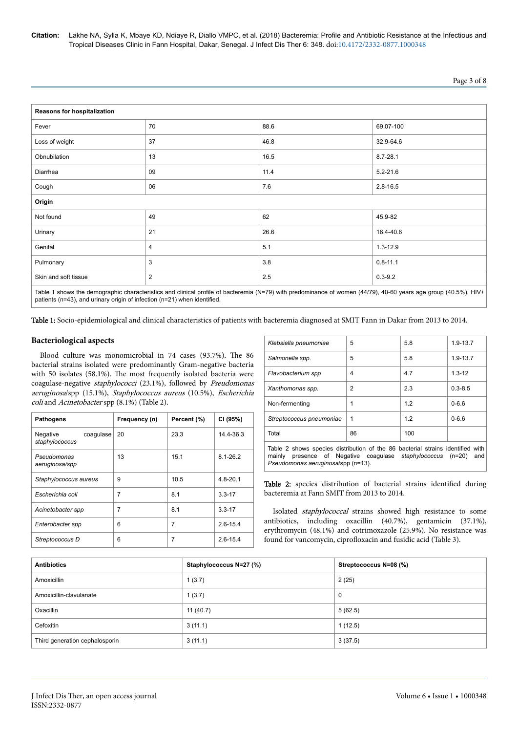| Reasons for hospitalization | | | |
|---|---|---|---|
| Fever | 70 | 88.6 | 69.07-100 |
| Loss of weight | 37 | 46.8 | 32.9-64.6 |
| Obnubilation | 13 | 16.5 | 8.7-28.1 |
| Diarrhea | 09 | 11.4 | 5.2-21.6 |
| Cough | 06 | 7.6 | 2.8-16.5 |
| **Origin** | | | |
| Not found | 49 | 62 | 45.9-82 |
| Urinary | 21 | 26.6 | 16.4-40.6 |
| Genital | 4 | 5.1 | 1.3-12.9 |
| Pulmonary | 3 | 3.8 | 0.8-11.1 |
| Skin and soft tissue | 2 | 2.5 | 0.3-9.2 |

Table 1 shows the demographic characteristics and clinical profile of bacteremia (N=79) with predominance of women (44/79), 40-60 years age group (40.5%), HIV+ patients (n=43), and urinary origin of infection (n=21) when identified.

**Table 1:** Socio-epidemiological and clinical characteristics of patients with bacteremia diagnosed at SMIT Fann in Dakar from 2013 to 2014.

### Bacteriological aspects

Blood culture was monomicrobial in 74 cases (93.7%). The 86 bacterial strains isolated were predominantly Gram-negative bacteria with 50 isolates (58.1%). The most frequently isolated bacteria were coagulase-negative *staphylococci* (23.1%), followed by *Pseudomonas aeruginosa*/spp (15.1%), *Staphylococcus aureus* (10.5%), *Escherichia coli* and *Acinetobacter* spp (8.1%) (Table 2).

| Pathogens | Frequency (n) | Percent (%) | CI (95%) |
|---|---|---|---|
| Negative coagulase *staphylococcus* | 20 | 23.3 | 14.4-36.3 |
| *Pseudomonas aeruginosa/spp* | 13 | 15.1 | 8.1-26.2 |
| *Staphylococcus aureus* | 9 | 10.5 | 4.8-20.1 |
| *Escherichia coli* | 7 | 8.1 | 3.3-17 |
| *Acinetobacter spp* | 7 | 8.1 | 3.3-17 |
| *Enterobacter spp* | 6 | 7 | 2.6-15.4 |
| *Streptococcus D* | 6 | 7 | 2.6-15.4 |
| *Klebsiella pneumoniae* | 5 | 5.8 | 1.9-13.7 |
| *Salmonella spp.* | 5 | 5.8 | 1.9-13.7 |
| *Flavobacterium spp* | 4 | 4.7 | 1.3-12 |
| *Xanthomonas spp.* | 2 | 2.3 | 0.3-8.5 |
| Non-fermenting | 1 | 1.2 | 0-6.6 |
| *Streptococcus pneumoniae* | 1 | 1.2 | 0-6.6 |
| Total | 86 | 100 | |

Table 2 shows species distribution of the 86 bacterial strains identified with mainly presence of Negative coagulase *staphylococcus* (n=20) and *Pseudomonas aeruginosa*/spp (n=13).

**Table 2:** species distribution of bacterial strains identified during bacteremia at Fann SMIT from 2013 to 2014.

Isolated *staphylococcal* strains showed high resistance to some antibiotics, including oxacillin (40.7%), gentamicin (37.1%), erythromycin (48.1%) and cotrimoxazole (25.9%). No resistance was found for vancomycin, ciprofloxacin and fusidic acid (Table 3).

| Antibiotics | Staphylococcus N=27 (%) | Streptococcus N=08 (%) |
|---|---|---|
| Amoxicillin | 1 (3.7) | 2 (25) |
| Amoxicillin-clavulanate | 1 (3.7) | 0 |
| Oxacillin | 11 (40.7) | 5 (62.5) |
| Cefoxitin | 3 (11.1) | 1 (12.5) |
| Third generation cephalosporin | 3 (11.1) | 3 (37.5) |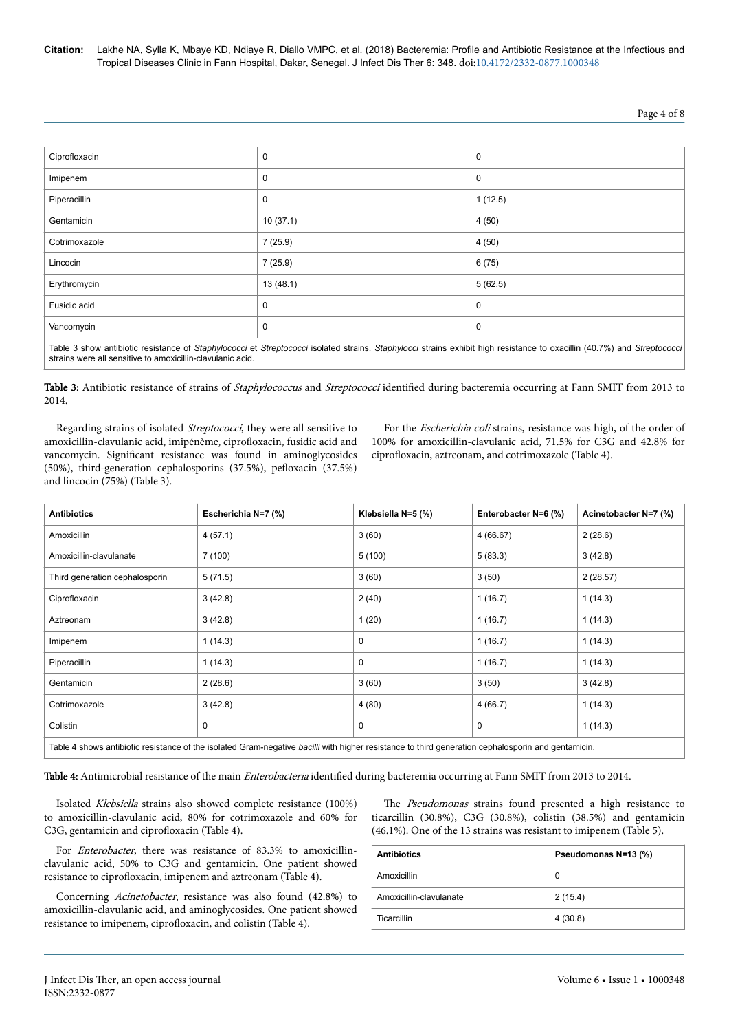| | | |
|---|---|---|
| Ciprofloxacin | 0 | 0 |
| Imipenem | 0 | 0 |
| Piperacillin | 0 | 1 (12.5) |
| Gentamicin | 10 (37.1) | 4 (50) |
| Cotrimoxazole | 7 (25.9) | 4 (50) |
| Lincocin | 7 (25.9) | 6 (75) |
| Erythromycin | 13 (48.1) | 5 (62.5) |
| Fusidic acid | 0 | 0 |
| Vancomycin | 0 | 0 |

Table 3 show antibiotic resistance of *Staphylococci* et *Streptococci* isolated strains. *Staphylocci* strains exhibit high resistance to oxacillin (40.7%) and *Streptococci* strains were all sensitive to amoxicillin-clavulanic acid.

**Table 3:** Antibiotic resistance of strains of *Staphylococcus* and *Streptococci* identified during bacteremia occurring at Fann SMIT from 2013 to 2014.

Regarding strains of isolated *Streptococci*, they were all sensitive to amoxicillin-clavulanic acid, imipénème, ciprofloxacin, fusidic acid and vancomycin. Significant resistance was found in aminoglycosides (50%), third-generation cephalosporins (37.5%), pefloxacin (37.5%) and lincocin (75%) (Table 3).

For the *Escherichia coli* strains, resistance was high, of the order of 100% for amoxicillin-clavulanic acid, 71.5% for C3G and 42.8% for ciprofloxacin, aztreonam, and cotrimoxazole (Table 4).

| Antibiotics | Escherichia N=7 (%) | Klebsiella N=5 (%) | Enterobacter N=6 (%) | Acinetobacter N=7 (%) |
|---|---|---|---|---|
| Amoxicillin | 4 (57.1) | 3 (60) | 4 (66.67) | 2 (28.6) |
| Amoxicillin-clavulanate | 7 (100) | 5 (100) | 5 (83.3) | 3 (42.8) |
| Third generation cephalosporin | 5 (71.5) | 3 (60) | 3 (50) | 2 (28.57) |
| Ciprofloxacin | 3 (42.8) | 2 (40) | 1 (16.7) | 1 (14.3) |
| Aztreonam | 3 (42.8) | 1 (20) | 1 (16.7) | 1 (14.3) |
| Imipenem | 1 (14.3) | 0 | 1 (16.7) | 1 (14.3) |
| Piperacillin | 1 (14.3) | 0 | 1 (16.7) | 1 (14.3) |
| Gentamicin | 2 (28.6) | 3 (60) | 3 (50) | 3 (42.8) |
| Cotrimoxazole | 3 (42.8) | 4 (80) | 4 (66.7) | 1 (14.3) |
| Colistin | 0 | 0 | 0 | 1 (14.3) |

Table 4 shows antibiotic resistance of the isolated Gram-negative *bacilli* with higher resistance to third generation cephalosporin and gentamicin.

**Table 4:** Antimicrobial resistance of the main *Enterobacteria* identified during bacteremia occurring at Fann SMIT from 2013 to 2014.

Isolated *Klebsiella* strains also showed complete resistance (100%) to amoxicillin-clavulanic acid, 80% for cotrimoxazole and 60% for C3G, gentamicin and ciprofloxacin (Table 4).

For *Enterobacter*, there was resistance of 83.3% to amoxicillin-clavulanic acid, 50% to C3G and gentamicin. One patient showed resistance to ciprofloxacin, imipenem and aztreonam (Table 4).

Concerning *Acinetobacter*, resistance was also found (42.8%) to amoxicillin-clavulanic acid, and aminoglycosides. One patient showed resistance to imipenem, ciprofloxacin, and colistin (Table 4).

The *Pseudomonas* strains found presented a high resistance to ticarcillin (30.8%), C3G (30.8%), colistin (38.5%) and gentamicin (46.1%). One of the 13 strains was resistant to imipenem (Table 5).

| Antibiotics | Pseudomonas N=13 (%) |
|---|---|
| Amoxicillin | 0 |
| Amoxicillin-clavulanate | 2 (15.4) |
| Ticarcillin | 4 (30.8) |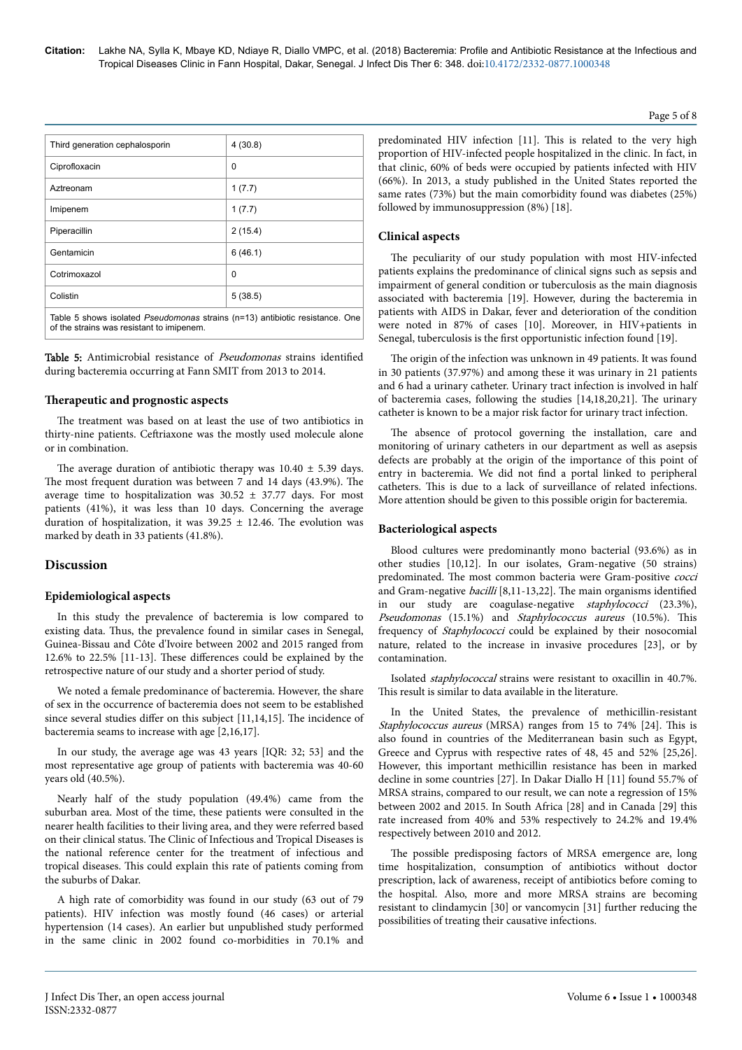| Third generation cephalosporin | 4 (30.8) |
|---|---|
| Ciprofloxacin | 0 |
| Aztreonam | 1 (7.7) |
| Imipenem | 1 (7.7) |
| Piperacillin | 2 (15.4) |
| Gentamicin | 6 (46.1) |
| Cotrimoxazol | 0 |
| Colistin | 5 (38.5) |
| Table 5 shows isolated *Pseudomonas* strains (n=13) antibiotic resistance. One of the strains was resistant to imipenem. | |

**Table 5:** Antimicrobial resistance of *Pseudomonas* strains identified during bacteremia occurring at Fann SMIT from 2013 to 2014.

### Therapeutic and prognostic aspects

The treatment was based on at least the use of two antibiotics in thirty-nine patients. Ceftriaxone was the mostly used molecule alone or in combination.

The average duration of antibiotic therapy was 10.40 ± 5.39 days. The most frequent duration was between 7 and 14 days (43.9%). The average time to hospitalization was 30.52 ± 37.77 days. For most patients (41%), it was less than 10 days. Concerning the average duration of hospitalization, it was 39.25 ± 12.46. The evolution was marked by death in 33 patients (41.8%).

## Discussion

### Epidemiological aspects

In this study the prevalence of bacteremia is low compared to existing data. Thus, the prevalence found in similar cases in Senegal, Guinea-Bissau and Côte d'Ivoire between 2002 and 2015 ranged from 12.6% to 22.5% [11-13]. These differences could be explained by the retrospective nature of our study and a shorter period of study.

We noted a female predominance of bacteremia. However, the share of sex in the occurrence of bacteremia does not seem to be established since several studies differ on this subject [11,14,15]. The incidence of bacteremia seams to increase with age [2,16,17].

In our study, the average age was 43 years [IQR: 32; 53] and the most representative age group of patients with bacteremia was 40-60 years old (40.5%).

Nearly half of the study population (49.4%) came from the suburban area. Most of the time, these patients were consulted in the nearer health facilities to their living area, and they were referred based on their clinical status. The Clinic of Infectious and Tropical Diseases is the national reference center for the treatment of infectious and tropical diseases. This could explain this rate of patients coming from the suburbs of Dakar.

A high rate of comorbidity was found in our study (63 out of 79 patients). HIV infection was mostly found (46 cases) or arterial hypertension (14 cases). An earlier but unpublished study performed in the same clinic in 2002 found co-morbidities in 70.1% and predominated HIV infection [11]. This is related to the very high proportion of HIV-infected people hospitalized in the clinic. In fact, in that clinic, 60% of beds were occupied by patients infected with HIV (66%). In 2013, a study published in the United States reported the same rates (73%) but the main comorbidity found was diabetes (25%) followed by immunosuppression (8%) [18].

### Clinical aspects

The peculiarity of our study population with most HIV-infected patients explains the predominance of clinical signs such as sepsis and impairment of general condition or tuberculosis as the main diagnosis associated with bacteremia [19]. However, during the bacteremia in patients with AIDS in Dakar, fever and deterioration of the condition were noted in 87% of cases [10]. Moreover, in HIV+patients in Senegal, tuberculosis is the first opportunistic infection found [19].

The origin of the infection was unknown in 49 patients. It was found in 30 patients (37.97%) and among these it was urinary in 21 patients and 6 had a urinary catheter. Urinary tract infection is involved in half of bacteremia cases, following the studies [14,18,20,21]. The urinary catheter is known to be a major risk factor for urinary tract infection.

The absence of protocol governing the installation, care and monitoring of urinary catheters in our department as well as asepsis defects are probably at the origin of the importance of this point of entry in bacteremia. We did not find a portal linked to peripheral catheters. This is due to a lack of surveillance of related infections. More attention should be given to this possible origin for bacteremia.

### Bacteriological aspects

Blood cultures were predominantly mono bacterial (93.6%) as in other studies [10,12]. In our isolates, Gram-negative (50 strains) predominated. The most common bacteria were Gram-positive *cocci* and Gram-negative *bacilli* [8,11-13,22]. The main organisms identified in our study are coagulase-negative *staphylococci* (23.3%), *Pseudomonas* (15.1%) and *Staphylococcus aureus* (10.5%). This frequency of *Staphylococci* could be explained by their nosocomial nature, related to the increase in invasive procedures [23], or by contamination.

Isolated *staphylococcal* strains were resistant to oxacillin in 40.7%. This result is similar to data available in the literature.

In the United States, the prevalence of methicillin-resistant *Staphylococcus aureus* (MRSA) ranges from 15 to 74% [24]. This is also found in countries of the Mediterranean basin such as Egypt, Greece and Cyprus with respective rates of 48, 45 and 52% [25,26]. However, this important methicillin resistance has been in marked decline in some countries [27]. In Dakar Diallo H [11] found 55.7% of MRSA strains, compared to our result, we can note a regression of 15% between 2002 and 2015. In South Africa [28] and in Canada [29] this rate increased from 40% and 53% respectively to 24.2% and 19.4% respectively between 2010 and 2012.

The possible predisposing factors of MRSA emergence are, long time hospitalization, consumption of antibiotics without doctor prescription, lack of awareness, receipt of antibiotics before coming to the hospital. Also, more and more MRSA strains are becoming resistant to clindamycin [30] or vancomycin [31] further reducing the possibilities of treating their causative infections.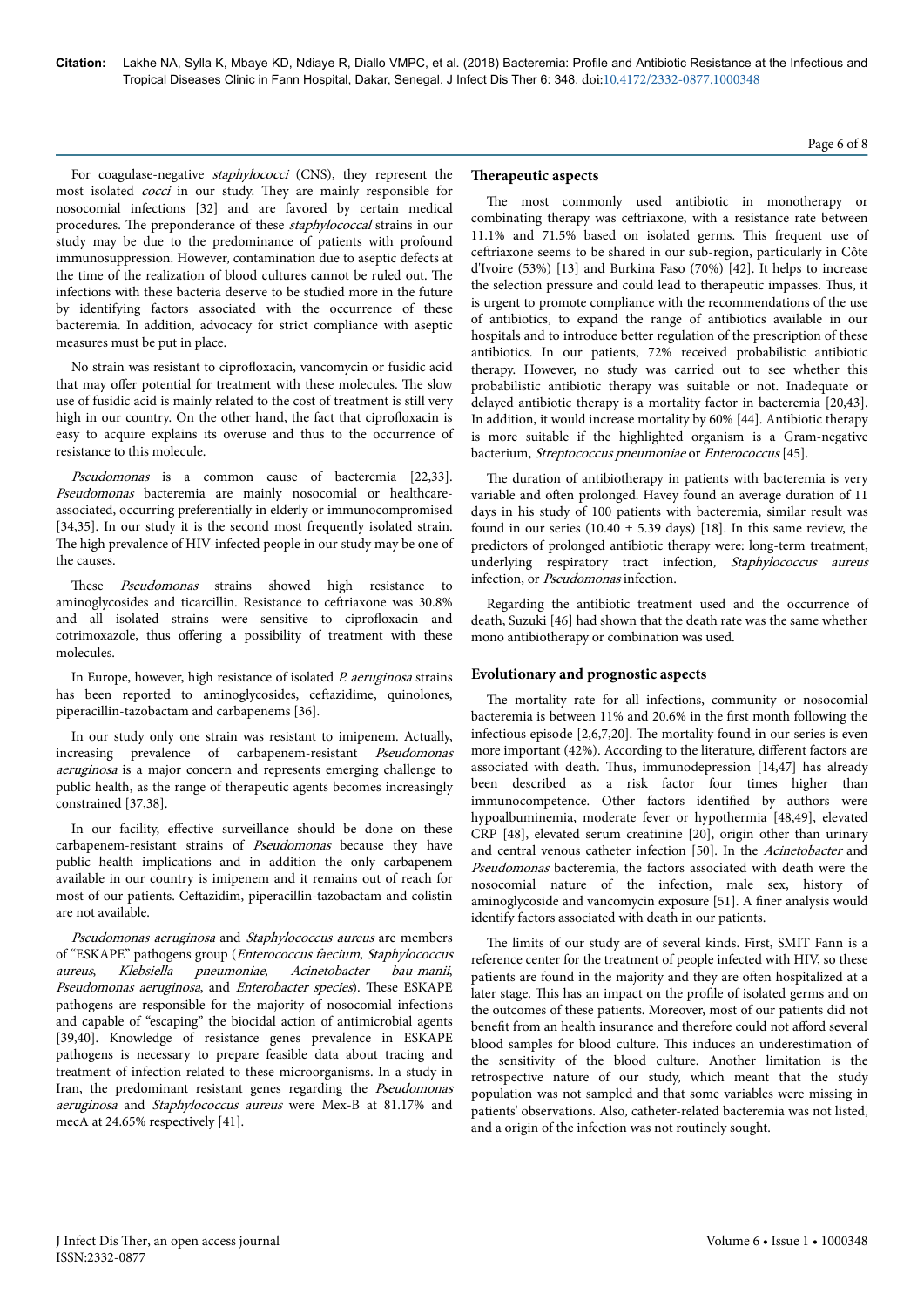For coagulase-negative *staphylococci* (CNS), they represent the most isolated *cocci* in our study. They are mainly responsible for nosocomial infections [32] and are favored by certain medical procedures. The preponderance of these *staphylococcal* strains in our study may be due to the predominance of patients with profound immunosuppression. However, contamination due to aseptic defects at the time of the realization of blood cultures cannot be ruled out. The infections with these bacteria deserve to be studied more in the future by identifying factors associated with the occurrence of these bacteremia. In addition, advocacy for strict compliance with aseptic measures must be put in place.

No strain was resistant to ciprofloxacin, vancomycin or fusidic acid that may offer potential for treatment with these molecules. The slow use of fusidic acid is mainly related to the cost of treatment is still very high in our country. On the other hand, the fact that ciprofloxacin is easy to acquire explains its overuse and thus to the occurrence of resistance to this molecule.

*Pseudomonas* is a common cause of bacteremia [22,33]. *Pseudomonas* bacteremia are mainly nosocomial or healthcare-associated, occurring preferentially in elderly or immunocompromised [34,35]. In our study it is the second most frequently isolated strain. The high prevalence of HIV-infected people in our study may be one of the causes.

These *Pseudomonas* strains showed high resistance to aminoglycosides and ticarcillin. Resistance to ceftriaxone was 30.8% and all isolated strains were sensitive to ciprofloxacin and cotrimoxazole, thus offering a possibility of treatment with these molecules.

In Europe, however, high resistance of isolated *P. aeruginosa* strains has been reported to aminoglycosides, ceftazidime, quinolones, piperacillin-tazobactam and carbapenems [36].

In our study only one strain was resistant to imipenem. Actually, increasing prevalence of carbapenem-resistant *Pseudomonas aeruginosa* is a major concern and represents emerging challenge to public health, as the range of therapeutic agents becomes increasingly constrained [37,38].

In our facility, effective surveillance should be done on these carbapenem-resistant strains of *Pseudomonas* because they have public health implications and in addition the only carbapenem available in our country is imipenem and it remains out of reach for most of our patients. Ceftazidim, piperacillin-tazobactam and colistin are not available.

*Pseudomonas aeruginosa* and *Staphylococcus aureus* are members of "ESKAPE" pathogens group (*Enterococcus faecium*, *Staphylococcus aureus*, *Klebsiella pneumoniae*, *Acinetobacter bau-manii*, *Pseudomonas aeruginosa*, and *Enterobacter species*). These ESKAPE pathogens are responsible for the majority of nosocomial infections and capable of "escaping" the biocidal action of antimicrobial agents [39,40]. Knowledge of resistance genes prevalence in ESKAPE pathogens is necessary to prepare feasible data about tracing and treatment of infection related to these microorganisms. In a study in Iran, the predominant resistant genes regarding the *Pseudomonas aeruginosa* and *Staphylococcus aureus* were Mex-B at 81.17% and mecA at 24.65% respectively [41].

### Therapeutic aspects

The most commonly used antibiotic in monotherapy or combinating therapy was ceftriaxone, with a resistance rate between 11.1% and 71.5% based on isolated germs. This frequent use of ceftriaxone seems to be shared in our sub-region, particularly in Côte d'Ivoire (53%) [13] and Burkina Faso (70%) [42]. It helps to increase the selection pressure and could lead to therapeutic impasses. Thus, it is urgent to promote compliance with the recommendations of the use of antibiotics, to expand the range of antibiotics available in our hospitals and to introduce better regulation of the prescription of these antibiotics. In our patients, 72% received probabilistic antibiotic therapy. However, no study was carried out to see whether this probabilistic antibiotic therapy was suitable or not. Inadequate or delayed antibiotic therapy is a mortality factor in bacteremia [20,43]. In addition, it would increase mortality by 60% [44]. Antibiotic therapy is more suitable if the highlighted organism is a Gram-negative bacterium, *Streptococcus pneumoniae* or *Enterococcus* [45].

The duration of antibiotherapy in patients with bacteremia is very variable and often prolonged. Havey found an average duration of 11 days in his study of 100 patients with bacteremia, similar result was found in our series (10.40 ± 5.39 days) [18]. In this same review, the predictors of prolonged antibiotic therapy were: long-term treatment, underlying respiratory tract infection, *Staphylococcus aureus* infection, or *Pseudomonas* infection.

Regarding the antibiotic treatment used and the occurrence of death, Suzuki [46] had shown that the death rate was the same whether mono antibiotherapy or combination was used.

### Evolutionary and prognostic aspects

The mortality rate for all infections, community or nosocomial bacteremia is between 11% and 20.6% in the first month following the infectious episode [2,6,7,20]. The mortality found in our series is even more important (42%). According to the literature, different factors are associated with death. Thus, immunodepression [14,47] has already been described as a risk factor four times higher than immunocompetence. Other factors identified by authors were hypoalbuminemia, moderate fever or hypothermia [48,49], elevated CRP [48], elevated serum creatinine [20], origin other than urinary and central venous catheter infection [50]. In the *Acinetobacter* and *Pseudomonas* bacteremia, the factors associated with death were the nosocomial nature of the infection, male sex, history of aminoglycoside and vancomycin exposure [51]. A finer analysis would identify factors associated with death in our patients.

The limits of our study are of several kinds. First, SMIT Fann is a reference center for the treatment of people infected with HIV, so these patients are found in the majority and they are often hospitalized at a later stage. This has an impact on the profile of isolated germs and on the outcomes of these patients. Moreover, most of our patients did not benefit from an health insurance and therefore could not afford several blood samples for blood culture. This induces an underestimation of the sensitivity of the blood culture. Another limitation is the retrospective nature of our study, which meant that the study population was not sampled and that some variables were missing in patients' observations. Also, catheter-related bacteremia was not listed, and a origin of the infection was not routinely sought.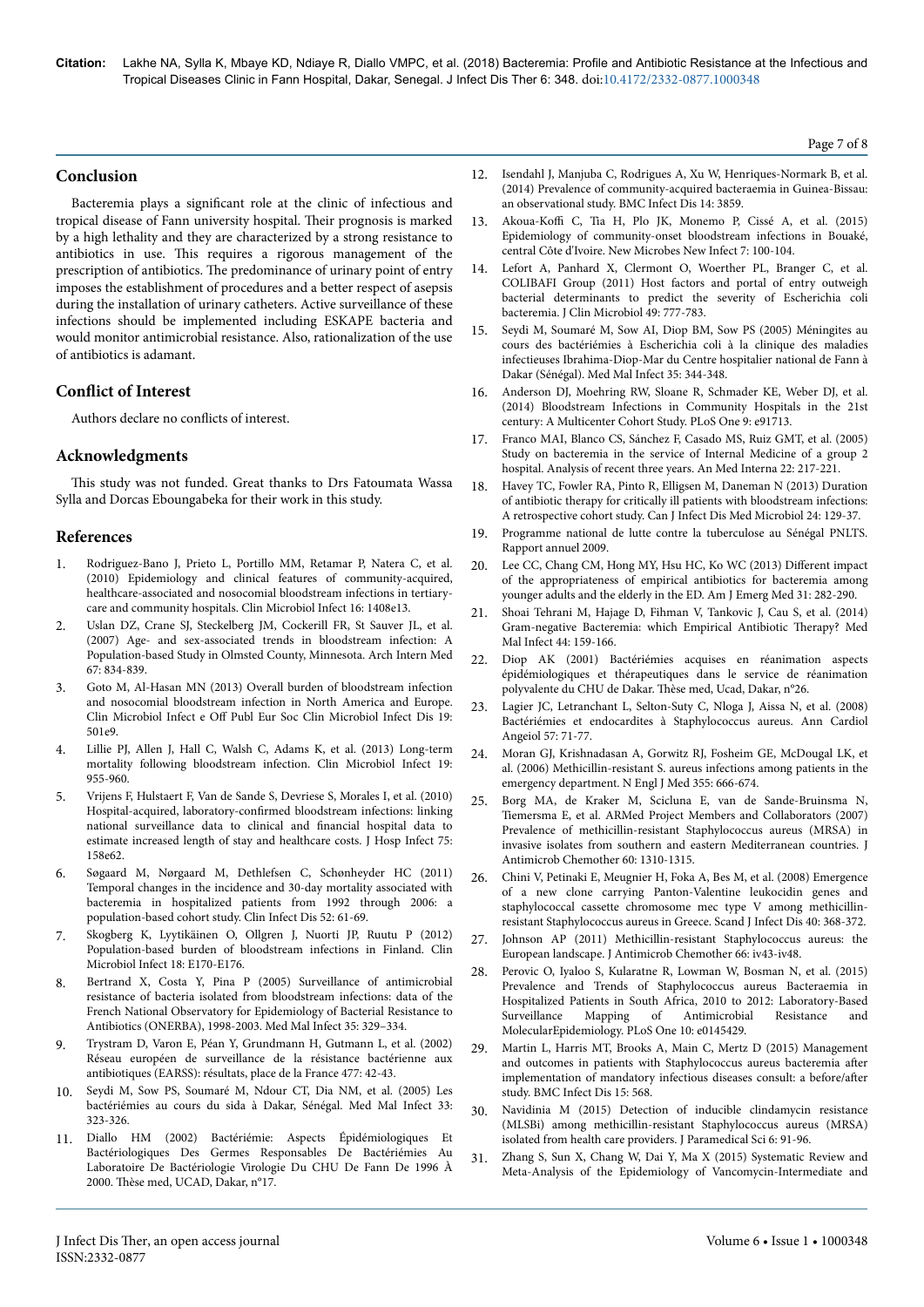## Conclusion

Bacteremia plays a significant role at the clinic of infectious and tropical disease of Fann university hospital. Their prognosis is marked by a high lethality and they are characterized by a strong resistance to antibiotics in use. This requires a rigorous management of the prescription of antibiotics. The predominance of urinary point of entry imposes the establishment of procedures and a better respect of asepsis during the installation of urinary catheters. Active surveillance of these infections should be implemented including ESKAPE bacteria and would monitor antimicrobial resistance. Also, rationalization of the use of antibiotics is adamant.

## Conflict of Interest

Authors declare no conflicts of interest.

## Acknowledgments

This study was not funded. Great thanks to Drs Fatoumata Wassa Sylla and Dorcas Eboungabeka for their work in this study.

## References

1. Rodriguez-Bano J, Prieto L, Portillo MM, Retamar P, Natera C, et al. (2010) Epidemiology and clinical features of community-acquired, healthcare-associated and nosocomial bloodstream infections in tertiary-care and community hospitals. Clin Microbiol Infect 16: 1408e13.
2. Uslan DZ, Crane SJ, Steckelberg JM, Cockerill FR, St Sauver JL, et al. (2007) Age- and sex-associated trends in bloodstream infection: A Population-based Study in Olmsted County, Minnesota. Arch Intern Med 67: 834-839.
3. Goto M, Al-Hasan MN (2013) Overall burden of bloodstream infection and nosocomial bloodstream infection in North America and Europe. Clin Microbiol Infect e Off Publ Eur Soc Clin Microbiol Infect Dis 19: 501e9.
4. Lillie PJ, Allen J, Hall C, Walsh C, Adams K, et al. (2013) Long-term mortality following bloodstream infection. Clin Microbiol Infect 19: 955-960.
5. Vrijens F, Hulstaert F, Van de Sande S, Devriese S, Morales I, et al. (2010) Hospital-acquired, laboratory-confirmed bloodstream infections: linking national surveillance data to clinical and financial hospital data to estimate increased length of stay and healthcare costs. J Hosp Infect 75: 158e62.
6. Søgaard M, Nørgaard M, Dethlefsen C, Schønheyder HC (2011) Temporal changes in the incidence and 30-day mortality associated with bacteremia in hospitalized patients from 1992 through 2006: a population-based cohort study. Clin Infect Dis 52: 61-69.
7. Skogberg K, Lyytikäinen O, Ollgren J, Nuorti JP, Ruutu P (2012) Population-based burden of bloodstream infections in Finland. Clin Microbiol Infect 18: E170-E176.
8. Bertrand X, Costa Y, Pina P (2005) Surveillance of antimicrobial resistance of bacteria isolated from bloodstream infections: data of the French National Observatory for Epidemiology of Bacterial Resistance to Antibiotics (ONERBA), 1998-2003. Med Mal Infect 35: 329–334.
9. Trystram D, Varon E, Péan Y, Grundmann H, Gutmann L, et al. (2002) Réseau européen de surveillance de la résistance bactérienne aux antibiotiques (EARSS): résultats, place de la France 477: 42-43.
10. Seydi M, Sow PS, Soumaré M, Ndour CT, Dia NM, et al. (2005) Les bactériémies au cours du sida à Dakar, Sénégal. Med Mal Infect 33: 323-326.
11. Diallo HM (2002) Bactériémie: Aspects Épidémiologiques Et Bactériologiques Des Germes Responsables De Bactériémies Au Laboratoire De Bactériologie Virologie Du CHU De Fann De 1996 À 2000. Thèse med, UCAD, Dakar, n°17.
12. Isendahl J, Manjuba C, Rodrigues A, Xu W, Henriques-Normark B, et al. (2014) Prevalence of community-acquired bacteraemia in Guinea-Bissau: an observational study. BMC Infect Dis 14: 3859.
13. Akoua-Koffi C, Tia H, Plo JK, Monemo P, Cissé A, et al. (2015) Epidemiology of community-onset bloodstream infections in Bouaké, central Côte d'Ivoire. New Microbes New Infect 7: 100-104.
14. Lefort A, Panhard X, Clermont O, Woerther PL, Branger C, et al. COLIBAFI Group (2011) Host factors and portal of entry outweigh bacterial determinants to predict the severity of Escherichia coli bacteremia. J Clin Microbiol 49: 777-783.
15. Seydi M, Soumaré M, Sow AI, Diop BM, Sow PS (2005) Méningites au cours des bactériémies à Escherichia coli à la clinique des maladies infectieuses Ibrahima-Diop-Mar du Centre hospitalier national de Fann à Dakar (Sénégal). Med Mal Infect 35: 344-348.
16. Anderson DJ, Moehring RW, Sloane R, Schmader KE, Weber DJ, et al. (2014) Bloodstream Infections in Community Hospitals in the 21st century: A Multicenter Cohort Study. PLoS One 9: e91713.
17. Franco MAI, Blanco CS, Sánchez F, Casado MS, Ruiz GMT, et al. (2005) Study on bacteremia in the service of Internal Medicine of a group 2 hospital. Analysis of recent three years. An Med Interna 22: 217-221.
18. Havey TC, Fowler RA, Pinto R, Elligsen M, Daneman N (2013) Duration of antibiotic therapy for critically ill patients with bloodstream infections: A retrospective cohort study. Can J Infect Dis Med Microbiol 24: 129-37.
19. Programme national de lutte contre la tuberculose au Sénégal PNLTS. Rapport annuel 2009.
20. Lee CC, Chang CM, Hong MY, Hsu HC, Ko WC (2013) Different impact of the appropriateness of empirical antibiotics for bacteremia among younger adults and the elderly in the ED. Am J Emerg Med 31: 282-290.
21. Shoai Tehrani M, Hajage D, Fihman V, Tankovic J, Cau S, et al. (2014) Gram-negative Bacteremia: which Empirical Antibiotic Therapy? Med Mal Infect 44: 159-166.
22. Diop AK (2001) Bactériémies acquises en réanimation aspects épidémiologiques et thérapeutiques dans le service de réanimation polyvalente du CHU de Dakar. Thèse med, Ucad, Dakar, n°26.
23. Lagier JC, Letranchant L, Selton-Suty C, Nloga J, Aissa N, et al. (2008) Bactériémies et endocardites à Staphylococcus aureus. Ann Cardiol Angeiol 57: 71-77.
24. Moran GJ, Krishnadasan A, Gorwitz RJ, Fosheim GE, McDougal LK, et al. (2006) Methicillin-resistant S. aureus infections among patients in the emergency department. N Engl J Med 355: 666-674.
25. Borg MA, de Kraker M, Scicluna E, van de Sande-Bruinsma N, Tiemersma E, et al. ARMed Project Members and Collaborators (2007) Prevalence of methicillin-resistant Staphylococcus aureus (MRSA) in invasive isolates from southern and eastern Mediterranean countries. J Antimicrob Chemother 60: 1310-1315.
26. Chini V, Petinaki E, Meugnier H, Foka A, Bes M, et al. (2008) Emergence of a new clone carrying Panton-Valentine leukocidin genes and staphylococcal cassette chromosome mec type V among methicillin-resistant Staphylococcus aureus in Greece. Scand J Infect Dis 40: 368-372.
27. Johnson AP (2011) Methicillin-resistant Staphylococcus aureus: the European landscape. J Antimicrob Chemother 66: iv43-iv48.
28. Perovic O, Iyaloo S, Kularatne R, Lowman W, Bosman N, et al. (2015) Prevalence and Trends of Staphylococcus aureus Bacteraemia in Hospitalized Patients in South Africa, 2010 to 2012: Laboratory-Based Surveillance Mapping of Antimicrobial Resistance and MolecularEpidemiology. PLoS One 10: e0145429.
29. Martin L, Harris MT, Brooks A, Main C, Mertz D (2015) Management and outcomes in patients with Staphylococcus aureus bacteremia after implementation of mandatory infectious diseases consult: a before/after study. BMC Infect Dis 15: 568.
30. Navidinia M (2015) Detection of inducible clindamycin resistance (MLSBi) among methicillin-resistant Staphylococcus aureus (MRSA) isolated from health care providers. J Paramedical Sci 6: 91-96.
31. Zhang S, Sun X, Chang W, Dai Y, Ma X (2015) Systematic Review and Meta-Analysis of the Epidemiology of Vancomycin-Intermediate and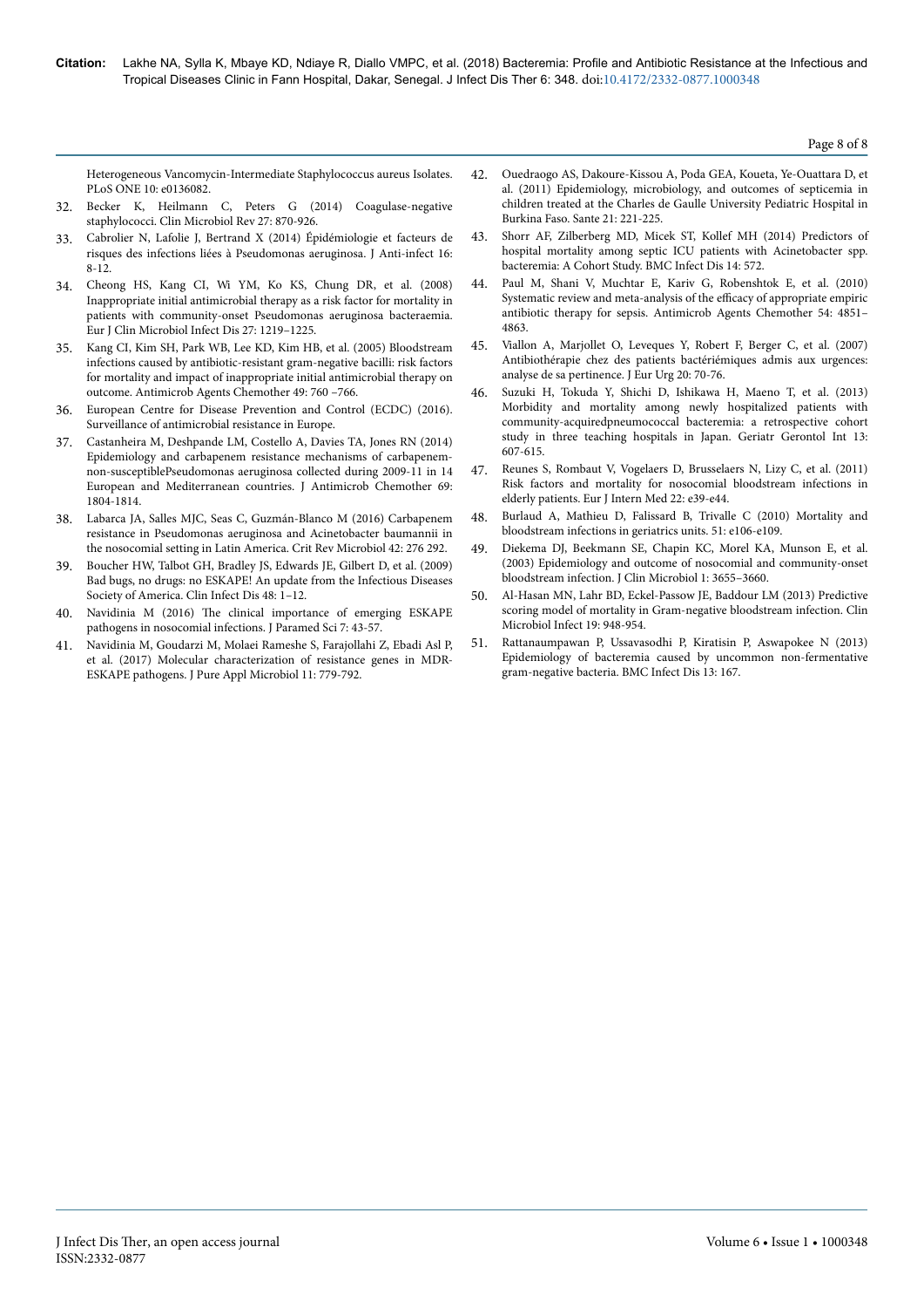Heterogeneous Vancomycin-Intermediate Staphylococcus aureus Isolates. PLoS ONE 10: e0136082.

32. Becker K, Heilmann C, Peters G (2014) Coagulase-negative staphylococci. Clin Microbiol Rev 27: 870-926.
33. Cabrolier N, Lafolie J, Bertrand X (2014) Épidémiologie et facteurs de risques des infections liées à Pseudomonas aeruginosa. J Anti-infect 16: 8-12.
34. Cheong HS, Kang CI, Wi YM, Ko KS, Chung DR, et al. (2008) Inappropriate initial antimicrobial therapy as a risk factor for mortality in patients with community-onset Pseudomonas aeruginosa bacteraemia. Eur J Clin Microbiol Infect Dis 27: 1219–1225.
35. Kang CI, Kim SH, Park WB, Lee KD, Kim HB, et al. (2005) Bloodstream infections caused by antibiotic-resistant gram-negative bacilli: risk factors for mortality and impact of inappropriate initial antimicrobial therapy on outcome. Antimicrob Agents Chemother 49: 760 –766.
36. European Centre for Disease Prevention and Control (ECDC) (2016). Surveillance of antimicrobial resistance in Europe.
37. Castanheira M, Deshpande LM, Costello A, Davies TA, Jones RN (2014) Epidemiology and carbapenem resistance mechanisms of carbapenem-non-susceptiblePseudomonas aeruginosa collected during 2009-11 in 14 European and Mediterranean countries. J Antimicrob Chemother 69: 1804-1814.
38. Labarca JA, Salles MJC, Seas C, Guzmán-Blanco M (2016) Carbapenem resistance in Pseudomonas aeruginosa and Acinetobacter baumannii in the nosocomial setting in Latin America. Crit Rev Microbiol 42: 276 292.
39. Boucher HW, Talbot GH, Bradley JS, Edwards JE, Gilbert D, et al. (2009) Bad bugs, no drugs: no ESKAPE! An update from the Infectious Diseases Society of America. Clin Infect Dis 48: 1–12.
40. Navidinia M (2016) The clinical importance of emerging ESKAPE pathogens in nosocomial infections. J Paramed Sci 7: 43-57.
41. Navidinia M, Goudarzi M, Molaei Rameshe S, Farajollahi Z, Ebadi Asl P, et al. (2017) Molecular characterization of resistance genes in MDR-ESKAPE pathogens. J Pure Appl Microbiol 11: 779-792.
42. Ouedraogo AS, Dakoure-Kissou A, Poda GEA, Koueta, Ye-Ouattara D, et al. (2011) Epidemiology, microbiology, and outcomes of septicemia in children treated at the Charles de Gaulle University Pediatric Hospital in Burkina Faso. Sante 21: 221-225.
43. Shorr AF, Zilberberg MD, Micek ST, Kollef MH (2014) Predictors of hospital mortality among septic ICU patients with Acinetobacter spp. bacteremia: A Cohort Study. BMC Infect Dis 14: 572.
44. Paul M, Shani V, Muchtar E, Kariv G, Robenshtok E, et al. (2010) Systematic review and meta-analysis of the efficacy of appropriate empiric antibiotic therapy for sepsis. Antimicrob Agents Chemother 54: 4851–4863.
45. Viallon A, Marjollet O, Leveques Y, Robert F, Berger C, et al. (2007) Antibiothérapie chez des patients bactériémiques admis aux urgences: analyse de sa pertinence. J Eur Urg 20: 70-76.
46. Suzuki H, Tokuda Y, Shichi D, Ishikawa H, Maeno T, et al. (2013) Morbidity and mortality among newly hospitalized patients with community-acquiredpneumococcal bacteremia: a retrospective cohort study in three teaching hospitals in Japan. Geriatr Gerontol Int 13: 607-615.
47. Reunes S, Rombaut V, Vogelaers D, Brusselaers N, Lizy C, et al. (2011) Risk factors and mortality for nosocomial bloodstream infections in elderly patients. Eur J Intern Med 22: e39-e44.
48. Burlaud A, Mathieu D, Falissard B, Trivalle C (2010) Mortality and bloodstream infections in geriatrics units. 51: e106-e109.
49. Diekema DJ, Beekmann SE, Chapin KC, Morel KA, Munson E, et al. (2003) Epidemiology and outcome of nosocomial and community-onset bloodstream infection. J Clin Microbiol 1: 3655–3660.
50. Al-Hasan MN, Lahr BD, Eckel-Passow JE, Baddour LM (2013) Predictive scoring model of mortality in Gram-negative bloodstream infection. Clin Microbiol Infect 19: 948-954.
51. Rattanaumpawan P, Ussavasodhi P, Kiratisin P, Aswapokee N (2013) Epidemiology of bacteremia caused by uncommon non-fermentative gram-negative bacteria. BMC Infect Dis 13: 167.